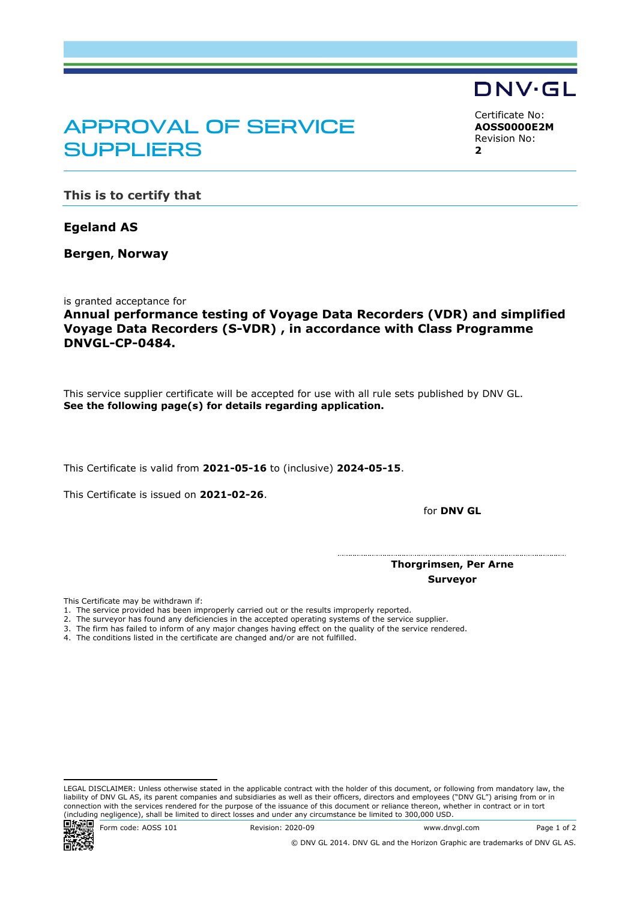DNV·GL

# APPROVAL OF SERVICE SUPPLIERS

Certificate No:
**AOSS0000E2M**
Revision No:
**2**

## This is to certify that

**Egeland AS**

**Bergen, Norway**

is granted acceptance for
**Annual performance testing of Voyage Data Recorders (VDR) and simplified Voyage Data Recorders (S-VDR) , in accordance with Class Programme DNVGL-CP-0484.**

This service supplier certificate will be accepted for use with all rule sets published by DNV GL.
**See the following page(s) for details regarding application.**

This Certificate is valid from **2021-05-16** to (inclusive) **2024-05-15**.

This Certificate is issued on **2021-02-26**.

for **DNV GL**

**Thorgrimsen, Per Arne**
**Surveyor**

This Certificate may be withdrawn if:

1. The service provided has been improperly carried out or the results improperly reported.
2. The surveyor has found any deficiencies in the accepted operating systems of the service supplier.
3. The firm has failed to inform of any major changes having effect on the quality of the service rendered.
4. The conditions listed in the certificate are changed and/or are not fulfilled.

LEGAL DISCLAIMER: Unless otherwise stated in the applicable contract with the holder of this document, or following from mandatory law, the liability of DNV GL AS, its parent companies and subsidiaries as well as their officers, directors and employees ("DNV GL") arising from or in connection with the services rendered for the purpose of the issuance of this document or reliance thereon, whether in contract or in tort (including negligence), shall be limited to direct losses and under any circumstance be limited to 300,000 USD.

Form code: AOSS 101 Revision: 2020-09 www.dnvgl.com

© DNV GL 2014. DNV GL and the Horizon Graphic are trademarks of DNV GL AS.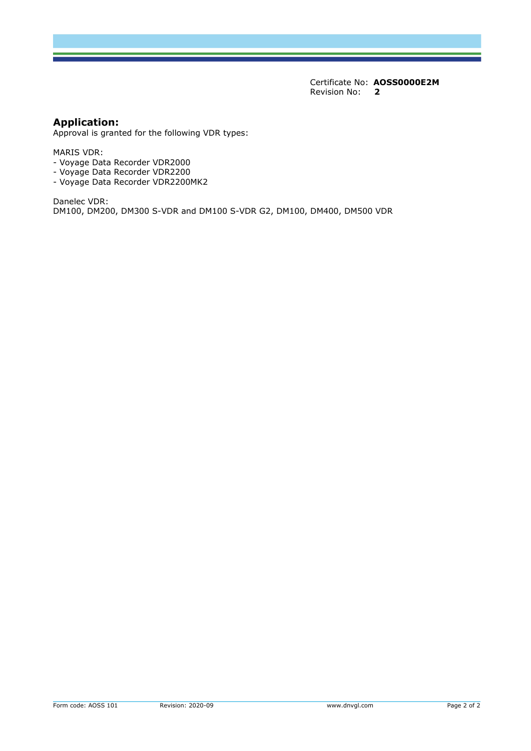Certificate No: **AOSS0000E2M**
Revision No: **2**

## Application:

Approval is granted for the following VDR types:

MARIS VDR:
- Voyage Data Recorder VDR2000
- Voyage Data Recorder VDR2200
- Voyage Data Recorder VDR2200MK2

Danelec VDR:
DM100, DM200, DM300 S-VDR and DM100 S-VDR G2, DM100, DM400, DM500 VDR